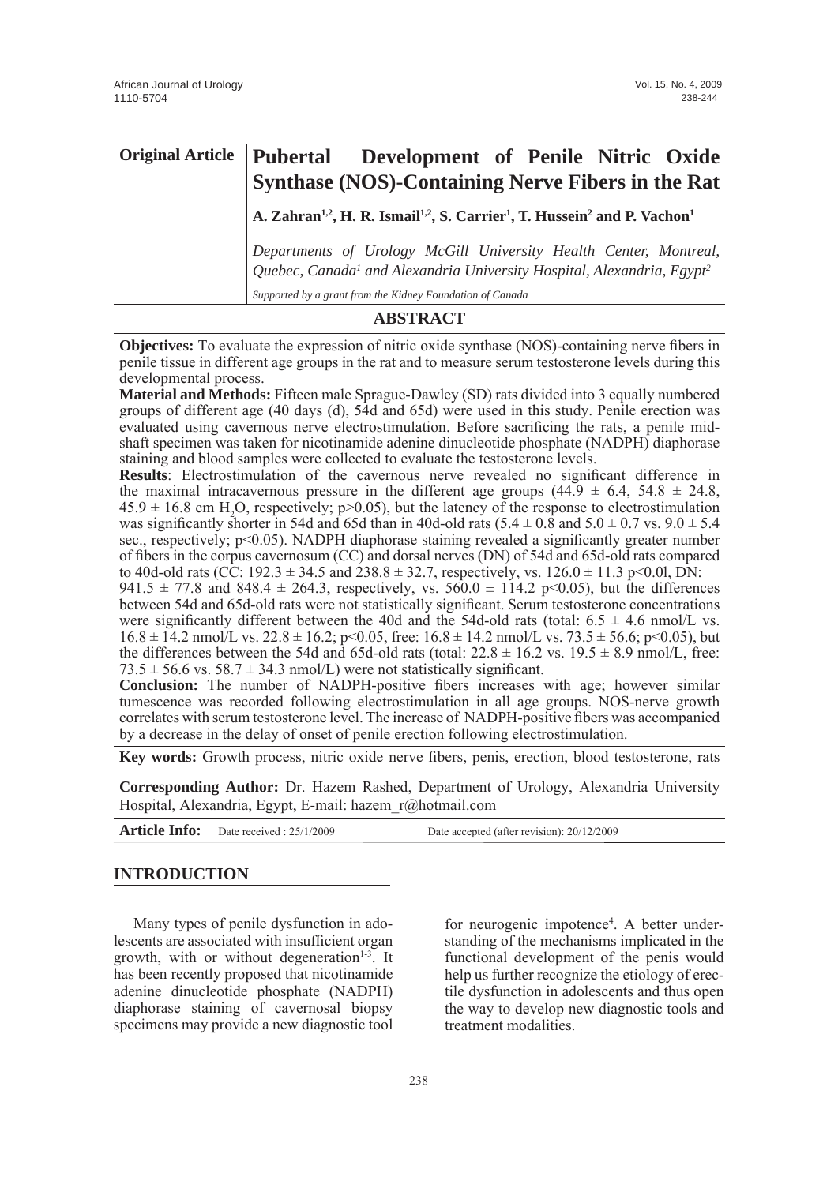**Original Article**

# Pubertal Development of Penile Nitric Oxide Synthase (NOS)-Containing Nerve Fibers in the Rat

**A. Zahran[1,2], H. R. Ismail[1,2], S. Carrier[1], T. Hussein[2] and P. Vachon[1]**

*Departments of Urology McGill University Health Center, Montreal, Quebec, Canada[1] and Alexandria University Hospital, Alexandria, Egypt[2]*

*Supported by a grant from the Kidney Foundation of Canada*

## ABSTRACT

**Objectives:** To evaluate the expression of nitric oxide synthase (NOS)-containing nerve fibers in penile tissue in different age groups in the rat and to measure serum testosterone levels during this developmental process.

**Material and Methods:** Fifteen male Sprague-Dawley (SD) rats divided into 3 equally numbered groups of different age (40 days (d), 54d and 65d) were used in this study. Penile erection was evaluated using cavernous nerve electrostimulation. Before sacrificing the rats, a penile mid-shaft specimen was taken for nicotinamide adenine dinucleotide phosphate (NADPH) diaphorase staining and blood samples were collected to evaluate the testosterone levels.

**Results**: Electrostimulation of the cavernous nerve revealed no significant difference in the maximal intracavernous pressure in the different age groups (44.9 ± 6.4, 54.8 ± 24.8, 45.9 ± 16.8 cm $H_2O$, respectively; $p>0.05$), but the latency of the response to electrostimulation was significantly shorter in 54d and 65d than in 40d-old rats (5.4 ± 0.8 and 5.0 ± 0.7 vs. 9.0 ± 5.4 sec., respectively; $p<0.05$). NADPH diaphorase staining revealed a significantly greater number of fibers in the corpus cavernosum (CC) and dorsal nerves (DN) of 54d and 65d-old rats compared to 40d-old rats (CC: 192.3 ± 34.5 and 238.8 ± 32.7, respectively, vs. 126.0 ± 11.3 p<0.0l, DN: 941.5 ± 77.8 and 848.4 ± 264.3, respectively, vs. 560.0 ± 114.2 $p<0.05$), but the differences between 54d and 65d-old rats were not statistically significant. Serum testosterone concentrations were significantly different between the 40d and the 54d-old rats (total: 6.5 ± 4.6 nmol/L vs. 16.8 ± 14.2 nmol/L vs. 22.8 ± 16.2; $p<0.05$, free: 16.8 ± 14.2 nmol/L vs. 73.5 ± 56.6; $p<0.05$), but the differences between the 54d and 65d-old rats (total: 22.8 ± 16.2 vs. 19.5 ± 8.9 nmol/L, free: 73.5 ± 56.6 vs. 58.7 ± 34.3 nmol/L) were not statistically significant.

**Conclusion:** The number of NADPH-positive fibers increases with age; however similar tumescence was recorded following electrostimulation in all age groups. NOS-nerve growth correlates with serum testosterone level. The increase of NADPH-positive fibers was accompanied by a decrease in the delay of onset of penile erection following electrostimulation.

**Key words:** Growth process, nitric oxide nerve fibers, penis, erection, blood testosterone, rats

**Corresponding Author:** Dr. Hazem Rashed, Department of Urology, Alexandria University Hospital, Alexandria, Egypt, E-mail: hazem_r@hotmail.com

**Article Info:** Date received : 25/1/2009 Date accepted (after revision): 20/12/2009

## INTRODUCTION

Many types of penile dysfunction in adolescents are associated with insufficient organ growth, with or without degeneration[1-3]. It has been recently proposed that nicotinamide adenine dinucleotide phosphate (NADPH) diaphorase staining of cavernosal biopsy specimens may provide a new diagnostic tool for neurogenic impotence[4]. A better understanding of the mechanisms implicated in the functional development of the penis would help us further recognize the etiology of erectile dysfunction in adolescents and thus open the way to develop new diagnostic tools and treatment modalities.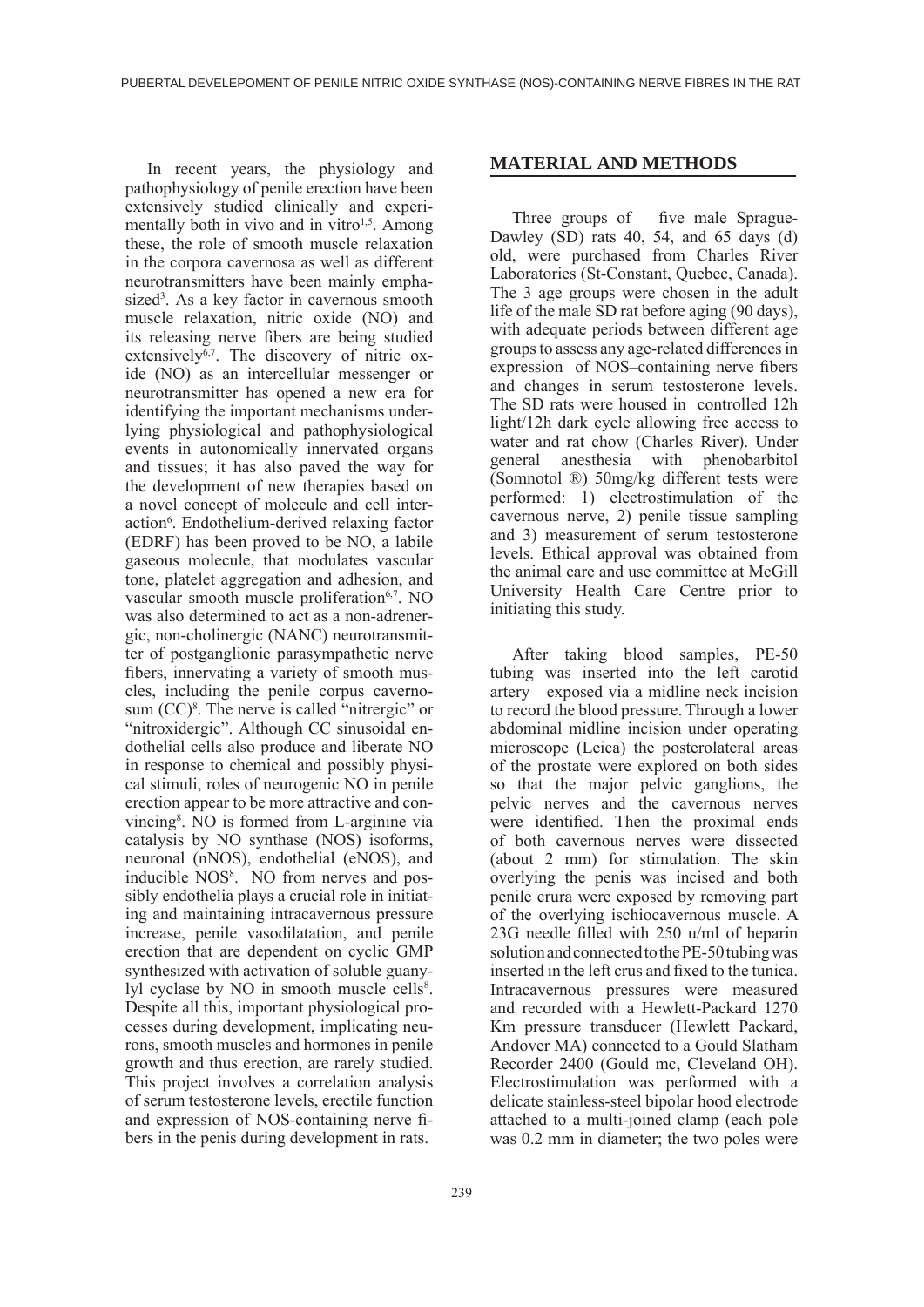In recent years, the physiology and pathophysiology of penile erection have been extensively studied clinically and experimentally both in vivo and in vitro[1,5]. Among these, the role of smooth muscle relaxation in the corpora cavernosa as well as different neurotransmitters have been mainly emphasized[3]. As a key factor in cavernous smooth muscle relaxation, nitric oxide (NO) and its releasing nerve fibers are being studied extensively[6,7]. The discovery of nitric oxide (NO) as an intercellular messenger or neurotransmitter has opened a new era for identifying the important mechanisms underlying physiological and pathophysiological events in autonomically innervated organs and tissues; it has also paved the way for the development of new therapies based on a novel concept of molecule and cell interaction[6]. Endothelium-derived relaxing factor (EDRF) has been proved to be NO, a labile gaseous molecule, that modulates vascular tone, platelet aggregation and adhesion, and vascular smooth muscle proliferation[6,7]. NO was also determined to act as a non-adrenergic, non-cholinergic (NANC) neurotransmitter of postganglionic parasympathetic nerve fibers, innervating a variety of smooth muscles, including the penile corpus cavernosum (CC)[8]. The nerve is called "nitrergic" or "nitroxidergic". Although CC sinusoidal endothelial cells also produce and liberate NO in response to chemical and possibly physical stimuli, roles of neurogenic NO in penile erection appear to be more attractive and convincing[8]. NO is formed from L-arginine via catalysis by NO synthase (NOS) isoforms, neuronal (nNOS), endothelial (eNOS), and inducible NOS[8]. NO from nerves and possibly endothelia plays a crucial role in initiating and maintaining intracavernous pressure increase, penile vasodilatation, and penile erection that are dependent on cyclic GMP synthesized with activation of soluble guanylyl cyclase by NO in smooth muscle cells[8]. Despite all this, important physiological processes during development, implicating neurons, smooth muscles and hormones in penile growth and thus erection, are rarely studied. This project involves a correlation analysis of serum testosterone levels, erectile function and expression of NOS-containing nerve fibers in the penis during development in rats.

## MATERIAL AND METHODS

Three groups of five male Sprague-Dawley (SD) rats 40, 54, and 65 days (d) old, were purchased from Charles River Laboratories (St-Constant, Quebec, Canada). The 3 age groups were chosen in the adult life of the male SD rat before aging (90 days), with adequate periods between different age groups to assess any age-related differences in expression of NOS–containing nerve fibers and changes in serum testosterone levels. The SD rats were housed in controlled 12h light/12h dark cycle allowing free access to water and rat chow (Charles River). Under general anesthesia with phenobarbitol (Somnotol ®) 50mg/kg different tests were performed: 1) electrostimulation of the cavernous nerve, 2) penile tissue sampling and 3) measurement of serum testosterone levels. Ethical approval was obtained from the animal care and use committee at McGill University Health Care Centre prior to initiating this study.

After taking blood samples, PE-50 tubing was inserted into the left carotid artery exposed via a midline neck incision to record the blood pressure. Through a lower abdominal midline incision under operating microscope (Leica) the posterolateral areas of the prostate were explored on both sides so that the major pelvic ganglions, the pelvic nerves and the cavernous nerves were identified. Then the proximal ends of both cavernous nerves were dissected (about 2 mm) for stimulation. The skin overlying the penis was incised and both penile crura were exposed by removing part of the overlying ischiocavernous muscle. A 23G needle filled with 250 u/ml of heparin solution and connected to the PE-50 tubing was inserted in the left crus and fixed to the tunica. Intracavernous pressures were measured and recorded with a Hewlett-Packard 1270 Km pressure transducer (Hewlett Packard, Andover MA) connected to a Gould Slatham Recorder 2400 (Gould mc, Cleveland OH). Electrostimulation was performed with a delicate stainless-steel bipolar hood electrode attached to a multi-joined clamp (each pole was 0.2 mm in diameter; the two poles were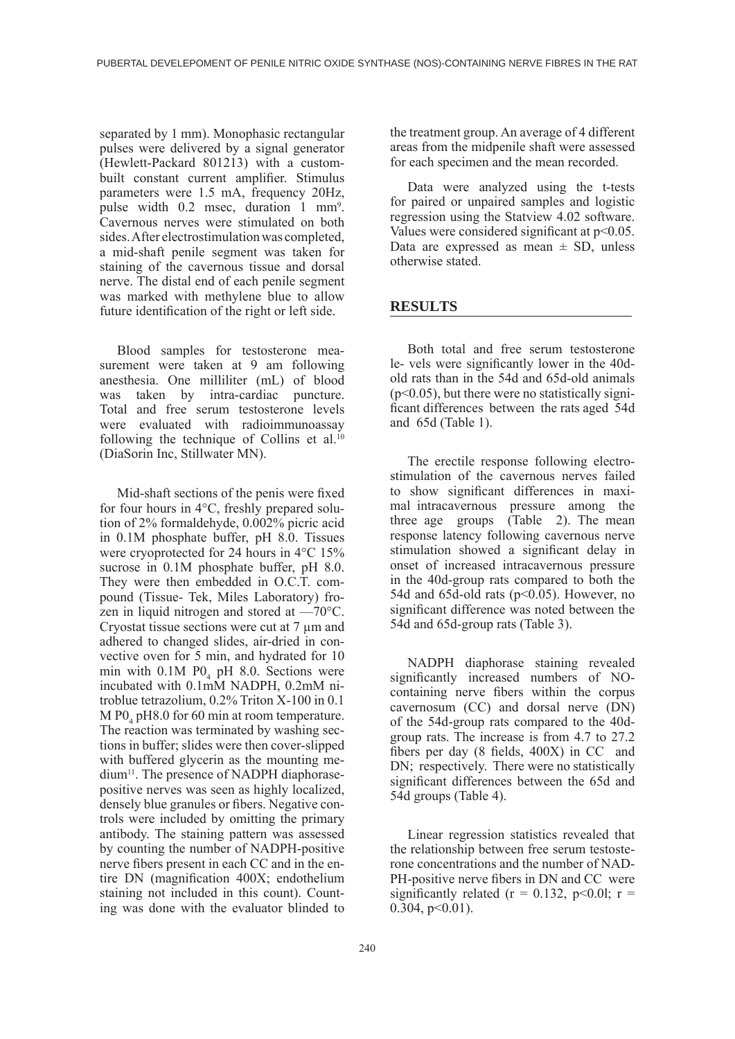separated by 1 mm). Monophasic rectangular pulses were delivered by a signal generator (Hewlett-Packard 801213) with a custom-built constant current amplifier. Stimulus parameters were 1.5 mA, frequency 20Hz, pulse width 0.2 msec, duration 1 mm[9]. Cavernous nerves were stimulated on both sides. After electrostimulation was completed, a mid-shaft penile segment was taken for staining of the cavernous tissue and dorsal nerve. The distal end of each penile segment was marked with methylene blue to allow future identification of the right or left side.

Blood samples for testosterone measurement were taken at 9 am following anesthesia. One milliliter (mL) of blood was taken by intra-cardiac puncture. Total and free serum testosterone levels were evaluated with radioimmunoassay following the technique of Collins et al.[10] (DiaSorin Inc, Stillwater MN).

Mid-shaft sections of the penis were fixed for four hours in 4°C, freshly prepared solution of 2% formaldehyde, 0.002% picric acid in 0.1M phosphate buffer, pH 8.0. Tissues were cryoprotected for 24 hours in 4°C 15% sucrose in 0.1M phosphate buffer, pH 8.0. They were then embedded in O.C.T. compound (Tissue- Tek, Miles Laboratory) frozen in liquid nitrogen and stored at —70°C. Cryostat tissue sections were cut at 7 µm and adhered to changed slides, air-dried in convective oven for 5 min, and hydrated for 10 min with 0.1M $P0_4$ pH 8.0. Sections were incubated with 0.1mM NADPH, 0.2mM nitroblue tetrazolium, 0.2% Triton X-100 in 0.1 M $P0_4$ pH8.0 for 60 min at room temperature. The reaction was terminated by washing sections in buffer; slides were then cover-slipped with buffered glycerin as the mounting medium[11]. The presence of NADPH diaphorase-positive nerves was seen as highly localized, densely blue granules or fibers. Negative controls were included by omitting the primary antibody. The staining pattern was assessed by counting the number of NADPH-positive nerve fibers present in each CC and in the entire DN (magnification 400X; endothelium staining not included in this count). Counting was done with the evaluator blinded to the treatment group. An average of 4 different areas from the midpenile shaft were assessed for each specimen and the mean recorded.

Data were analyzed using the t-tests for paired or unpaired samples and logistic regression using the Statview 4.02 software. Values were considered significant at $p<0.05$. Data are expressed as mean ± SD, unless otherwise stated.

## RESULTS

Both total and free serum testosterone le- vels were significantly lower in the 40d-old rats than in the 54d and 65d-old animals ($p<0.05$), but there were no statistically significant differences between the rats aged 54d and 65d (Table 1).

The erectile response following electrostimulation of the cavernous nerves failed to show significant differences in maximal intracavernous pressure among the three age groups (Table 2). The mean response latency following cavernous nerve stimulation showed a significant delay in onset of increased intracavernous pressure in the 40d-group rats compared to both the 54d and 65d-old rats ($p<0.05$). However, no significant difference was noted between the 54d and 65d-group rats (Table 3).

NADPH diaphorase staining revealed significantly increased numbers of NO-containing nerve fibers within the corpus cavernosum (CC) and dorsal nerve (DN) of the 54d-group rats compared to the 40d-group rats. The increase is from 4.7 to 27.2 fibers per day (8 fields, 400X) in CC and DN; respectively. There were no statistically significant differences between the 65d and 54d groups (Table 4).

Linear regression statistics revealed that the relationship between free serum testosterone concentrations and the number of NADPH-positive nerve fibers in DN and CC were significantly related ($r = 0.132$, $p<0.0l$; $r = 0.304$, $p<0.01$).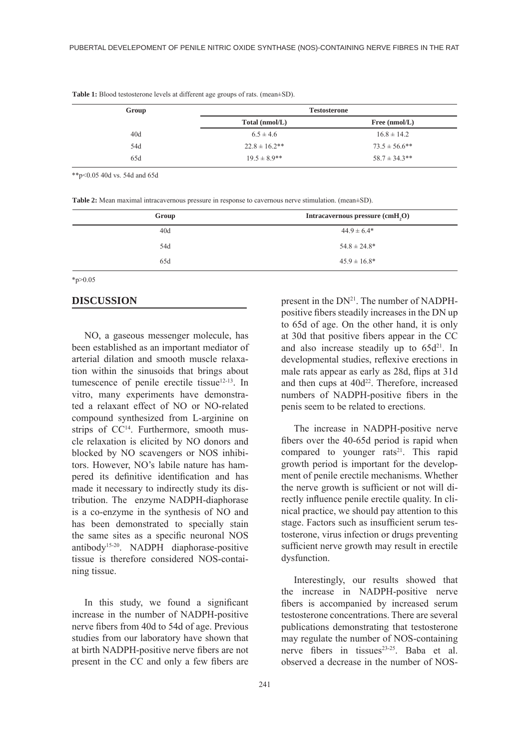**Table 1:** Blood testosterone levels at different age groups of rats. (mean±SD).

| Group | Testosterone | |
|---|---|---|
| | Total (nmol/L) | Free (nmol/L) |
| 40d | 6.5 ± 4.6 | 16.8 ± 14.2 |
| 54d | 22.8 ± 16.2** | 73.5 ± 56.6** |
| 65d | 19.5 ± 8.9** | 58.7 ± 34.3** |

**p<0.05 40d vs. 54d and 65d

**Table 2:** Mean maximal intracavernous pressure in response to cavernous nerve stimulation. (mean±SD).

| Group | Intracavernous pressure ($cmH_2O$) |
|---|---|
| 40d | 44.9 ± 6.4* |
| 54d | 54.8 ± 24.8* |
| 65d | 45.9 ± 16.8* |

*p>0.05

## DISCUSSION

NO, a gaseous messenger molecule, has been established as an important mediator of arterial dilation and smooth muscle relaxation within the sinusoids that brings about tumescence of penile erectile tissue[12-13]. In vitro, many experiments have demonstrated a relaxant effect of NO or NO-related compound synthesized from L-arginine on strips of CC[14]. Furthermore, smooth muscle relaxation is elicited by NO donors and blocked by NO scavengers or NOS inhibitors. However, NO's labile nature has hampered its definitive identification and has made it necessary to indirectly study its distribution. The enzyme NADPH-diaphorase is a co-enzyme in the synthesis of NO and has been demonstrated to specially stain the same sites as a specific neuronal NOS antibody[15-20]. NADPH diaphorase-positive tissue is therefore considered NOS-containing tissue.

In this study, we found a significant increase in the number of NADPH-positive nerve fibers from 40d to 54d of age. Previous studies from our laboratory have shown that at birth NADPH-positive nerve fibers are not present in the CC and only a few fibers are present in the DN[21]. The number of NADPH-positive fibers steadily increases in the DN up to 65d of age. On the other hand, it is only at 30d that positive fibers appear in the CC and also increase steadily up to 65d[21]. In developmental studies, reflexive erections in male rats appear as early as 28d, flips at 31d and then cups at 40d[22]. Therefore, increased numbers of NADPH-positive fibers in the penis seem to be related to erections.

The increase in NADPH-positive nerve fibers over the 40-65d period is rapid when compared to younger rats[21]. This rapid growth period is important for the development of penile erectile mechanisms. Whether the nerve growth is sufficient or not will directly influence penile erectile quality. In clinical practice, we should pay attention to this stage. Factors such as insufficient serum testosterone, virus infection or drugs preventing sufficient nerve growth may result in erectile dysfunction.

Interestingly, our results showed that the increase in NADPH-positive nerve fibers is accompanied by increased serum testosterone concentrations. There are several publications demonstrating that testosterone may regulate the number of NOS-containing nerve fibers in tissues[23-25]. Baba et al. observed a decrease in the number of NOS-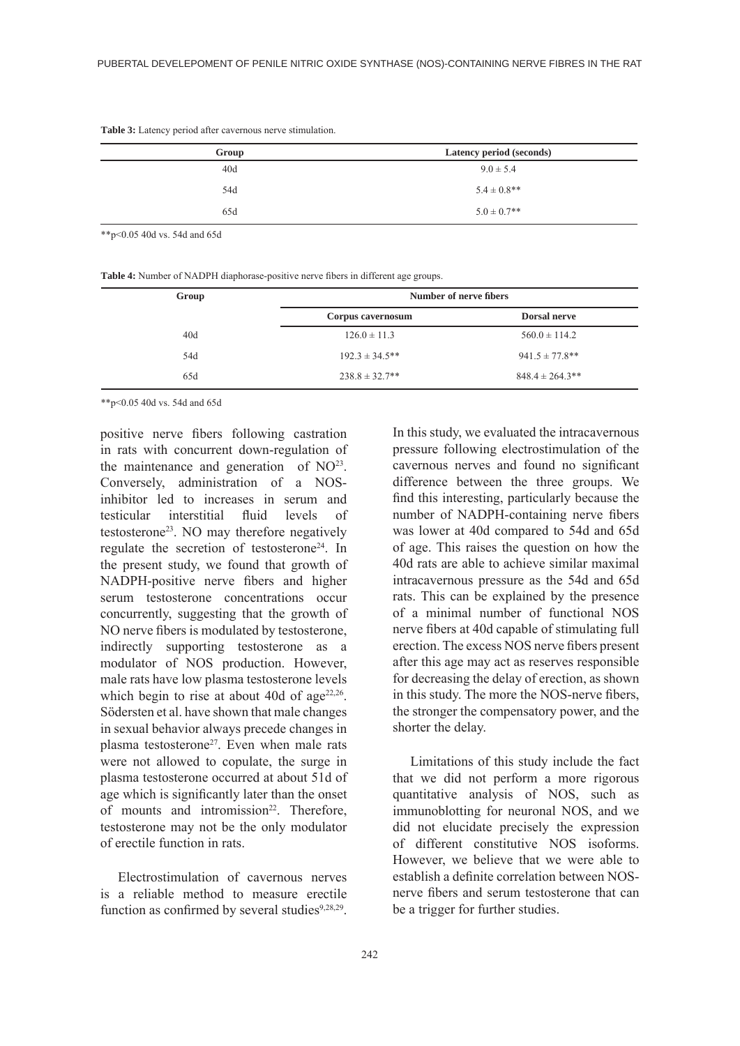**Table 3:** Latency period after cavernous nerve stimulation.

| Group | Latency period (seconds) |
|---|---|
| 40d | $9.0 \pm 5.4$ |
| 54d | $5.4 \pm 0.8$** |
| 65d | $5.0 \pm 0.7$** |

**$p<0.05$ 40d vs. 54d and 65d

**Table 4:** Number of NADPH diaphorase-positive nerve fibers in different age groups.

| Group | Number of nerve fibers | |
|---|---|---|
| | Corpus cavernosum | Dorsal nerve |
| 40d | $126.0 \pm 11.3$ | $560.0 \pm 114.2$ |
| 54d | $192.3 \pm 34.5$** | $941.5 \pm 77.8$** |
| 65d | $238.8 \pm 32.7$** | $848.4 \pm 264.3$** |

**$p<0.05$ 40d vs. 54d and 65d

positive nerve fibers following castration in rats with concurrent down-regulation of the maintenance and generation of NO[23]. Conversely, administration of a NOS-inhibitor led to increases in serum and testicular interstitial fluid levels of testosterone[23]. NO may therefore negatively regulate the secretion of testosterone[24]. In the present study, we found that growth of NADPH-positive nerve fibers and higher serum testosterone concentrations occur concurrently, suggesting that the growth of NO nerve fibers is modulated by testosterone, indirectly supporting testosterone as a modulator of NOS production. However, male rats have low plasma testosterone levels which begin to rise at about 40d of age[22,26]. Södersten et al. have shown that male changes in sexual behavior always precede changes in plasma testosterone[27]. Even when male rats were not allowed to copulate, the surge in plasma testosterone occurred at about 51d of age which is significantly later than the onset of mounts and intromission[22]. Therefore, testosterone may not be the only modulator of erectile function in rats.

Electrostimulation of cavernous nerves is a reliable method to measure erectile function as confirmed by several studies[9,28,29]. In this study, we evaluated the intracavernous pressure following electrostimulation of the cavernous nerves and found no significant difference between the three groups. We find this interesting, particularly because the number of NADPH-containing nerve fibers was lower at 40d compared to 54d and 65d of age. This raises the question on how the 40d rats are able to achieve similar maximal intracavernous pressure as the 54d and 65d rats. This can be explained by the presence of a minimal number of functional NOS nerve fibers at 40d capable of stimulating full erection. The excess NOS nerve fibers present after this age may act as reserves responsible for decreasing the delay of erection, as shown in this study. The more the NOS-nerve fibers, the stronger the compensatory power, and the shorter the delay.

Limitations of this study include the fact that we did not perform a more rigorous quantitative analysis of NOS, such as immunoblotting for neuronal NOS, and we did not elucidate precisely the expression of different constitutive NOS isoforms. However, we believe that we were able to establish a definite correlation between NOS-nerve fibers and serum testosterone that can be a trigger for further studies.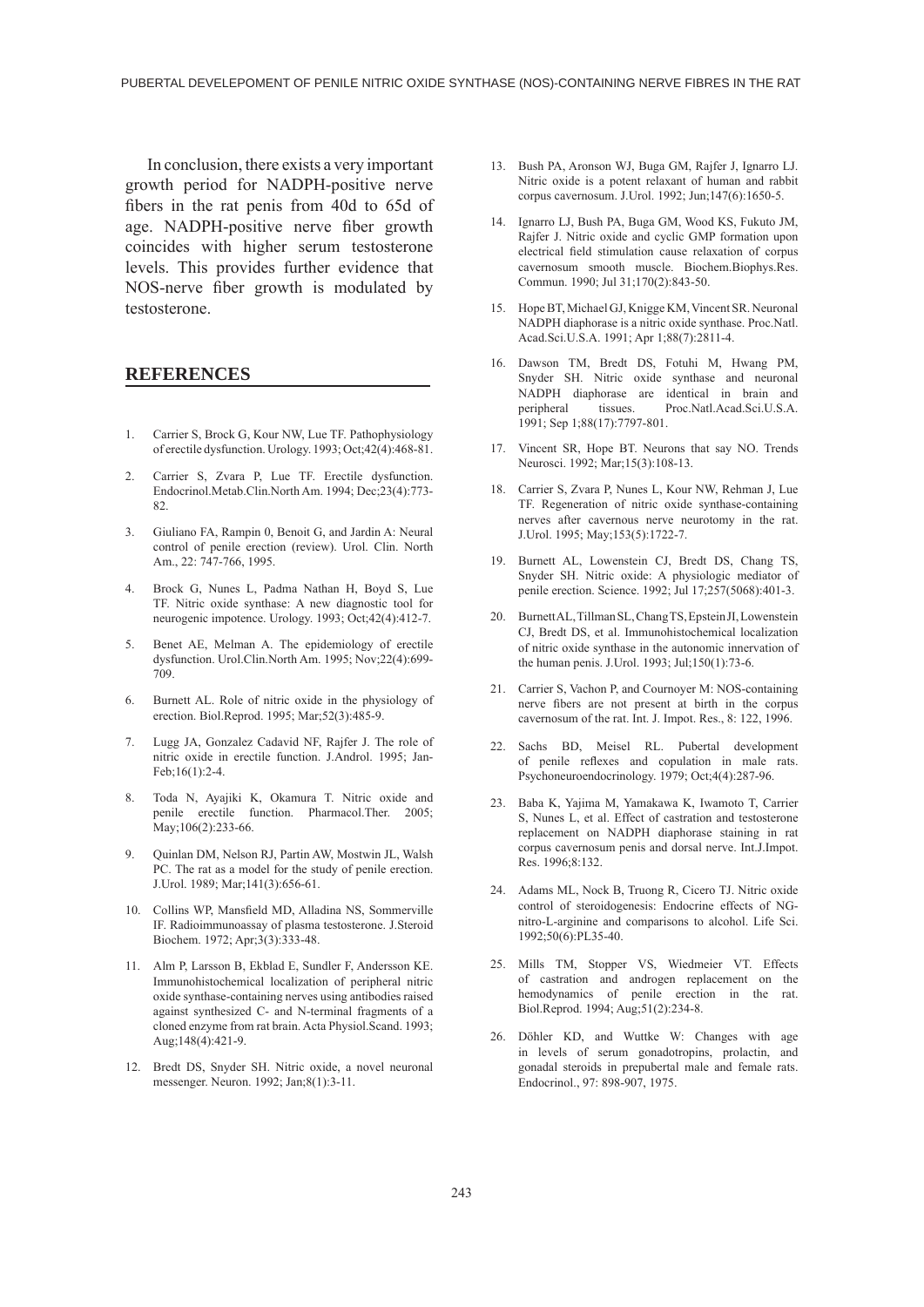In conclusion, there exists a very important growth period for NADPH-positive nerve fibers in the rat penis from 40d to 65d of age. NADPH-positive nerve fiber growth coincides with higher serum testosterone levels. This provides further evidence that NOS-nerve fiber growth is modulated by testosterone.

## REFERENCES

1. Carrier S, Brock G, Kour NW, Lue TF. Pathophysiology of erectile dysfunction. Urology. 1993; Oct;42(4):468-81.
2. Carrier S, Zvara P, Lue TF. Erectile dysfunction. Endocrinol.Metab.Clin.North Am. 1994; Dec;23(4):773-82.
3. Giuliano FA, Rampin 0, Benoit G, and Jardin A: Neural control of penile erection (review). Urol. Clin. North Am., 22: 747-766, 1995.
4. Brock G, Nunes L, Padma Nathan H, Boyd S, Lue TF. Nitric oxide synthase: A new diagnostic tool for neurogenic impotence. Urology. 1993; Oct;42(4):412-7.
5. Benet AE, Melman A. The epidemiology of erectile dysfunction. Urol.Clin.North Am. 1995; Nov;22(4):699-709.
6. Burnett AL. Role of nitric oxide in the physiology of erection. Biol.Reprod. 1995; Mar;52(3):485-9.
7. Lugg JA, Gonzalez Cadavid NF, Rajfer J. The role of nitric oxide in erectile function. J.Androl. 1995; Jan-Feb;16(1):2-4.
8. Toda N, Ayajiki K, Okamura T. Nitric oxide and penile erectile function. Pharmacol.Ther. 2005; May;106(2):233-66.
9. Quinlan DM, Nelson RJ, Partin AW, Mostwin JL, Walsh PC. The rat as a model for the study of penile erection. J.Urol. 1989; Mar;141(3):656-61.
10. Collins WP, Mansfield MD, Alladina NS, Sommerville IF. Radioimmunoassay of plasma testosterone. J.Steroid Biochem. 1972; Apr;3(3):333-48.
11. Alm P, Larsson B, Ekblad E, Sundler F, Andersson KE. Immunohistochemical localization of peripheral nitric oxide synthase-containing nerves using antibodies raised against synthesized C- and N-terminal fragments of a cloned enzyme from rat brain. Acta Physiol.Scand. 1993; Aug;148(4):421-9.
12. Bredt DS, Snyder SH. Nitric oxide, a novel neuronal messenger. Neuron. 1992; Jan;8(1):3-11.
13. Bush PA, Aronson WJ, Buga GM, Rajfer J, Ignarro LJ. Nitric oxide is a potent relaxant of human and rabbit corpus cavernosum. J.Urol. 1992; Jun;147(6):1650-5.
14. Ignarro LJ, Bush PA, Buga GM, Wood KS, Fukuto JM, Rajfer J. Nitric oxide and cyclic GMP formation upon electrical field stimulation cause relaxation of corpus cavernosum smooth muscle. Biochem.Biophys.Res. Commun. 1990; Jul 31;170(2):843-50.
15. Hope BT, Michael GJ, Knigge KM, Vincent SR. Neuronal NADPH diaphorase is a nitric oxide synthase. Proc.Natl. Acad.Sci.U.S.A. 1991; Apr 1;88(7):2811-4.
16. Dawson TM, Bredt DS, Fotuhi M, Hwang PM, Snyder SH. Nitric oxide synthase and neuronal NADPH diaphorase are identical in brain and peripheral tissues. Proc.Natl.Acad.Sci.U.S.A. 1991; Sep 1;88(17):7797-801.
17. Vincent SR, Hope BT. Neurons that say NO. Trends Neurosci. 1992; Mar;15(3):108-13.
18. Carrier S, Zvara P, Nunes L, Kour NW, Rehman J, Lue TF. Regeneration of nitric oxide synthase-containing nerves after cavernous nerve neurotomy in the rat. J.Urol. 1995; May;153(5):1722-7.
19. Burnett AL, Lowenstein CJ, Bredt DS, Chang TS, Snyder SH. Nitric oxide: A physiologic mediator of penile erection. Science. 1992; Jul 17;257(5068):401-3.
20. Burnett AL, Tillman SL, Chang TS, Epstein JI, Lowenstein CJ, Bredt DS, et al. Immunohistochemical localization of nitric oxide synthase in the autonomic innervation of the human penis. J.Urol. 1993; Jul;150(1):73-6.
21. Carrier S, Vachon P, and Cournoyer M: NOS-containing nerve fibers are not present at birth in the corpus cavernosum of the rat. Int. J. Impot. Res., 8: 122, 1996.
22. Sachs BD, Meisel RL. Pubertal development of penile reflexes and copulation in male rats. Psychoneuroendocrinology. 1979; Oct;4(4):287-96.
23. Baba K, Yajima M, Yamakawa K, Iwamoto T, Carrier S, Nunes L, et al. Effect of castration and testosterone replacement on NADPH diaphorase staining in rat corpus cavernosum penis and dorsal nerve. Int.J.Impot. Res. 1996;8:132.
24. Adams ML, Nock B, Truong R, Cicero TJ. Nitric oxide control of steroidogenesis: Endocrine effects of NG-nitro-L-arginine and comparisons to alcohol. Life Sci. 1992;50(6):PL35-40.
25. Mills TM, Stopper VS, Wiedmeier VT. Effects of castration and androgen replacement on the hemodynamics of penile erection in the rat. Biol.Reprod. 1994; Aug;51(2):234-8.
26. Döhler KD, and Wuttke W: Changes with age in levels of serum gonadotropins, prolactin, and gonadal steroids in prepubertal male and female rats. Endocrinol., 97: 898-907, 1975.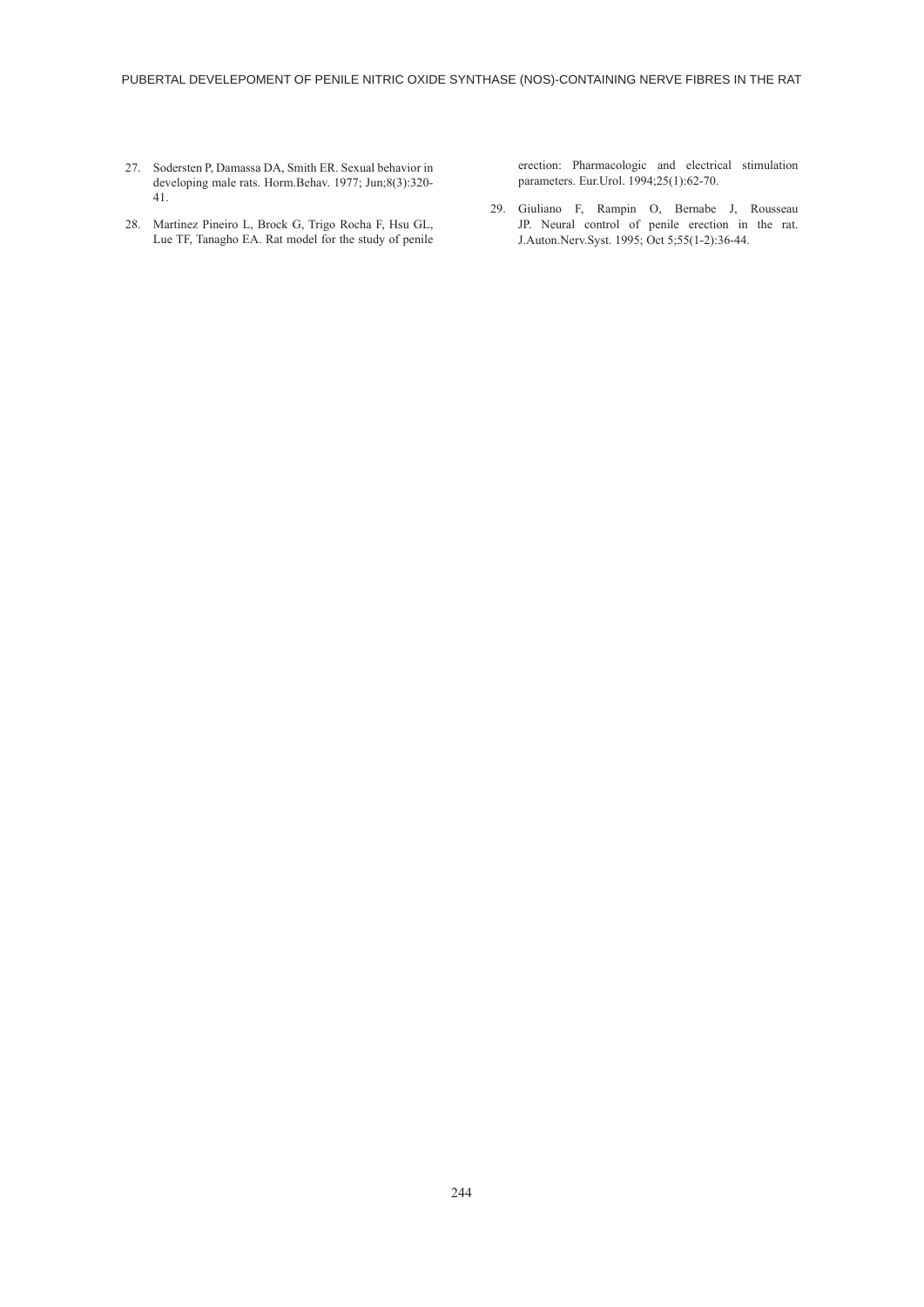27. Sodersten P, Damassa DA, Smith ER. Sexual behavior in developing male rats. Horm.Behav. 1977; Jun;8(3):320-41.

28. Martinez Pineiro L, Brock G, Trigo Rocha F, Hsu GL, Lue TF, Tanagho EA. Rat model for the study of penile erection: Pharmacologic and electrical stimulation parameters. Eur.Urol. 1994;25(1):62-70.

29. Giuliano F, Rampin O, Bernabe J, Rousseau JP. Neural control of penile erection in the rat. J.Auton.Nerv.Syst. 1995; Oct 5;55(1-2):36-44.